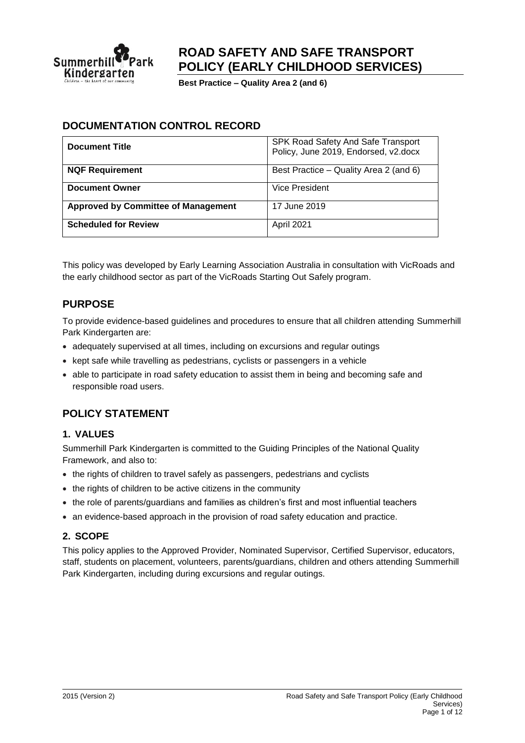# ROAD SAFETY AND SAFE TRANSPORT POLICY (EARLY CHILDHOOD SERVICES)

**Best Practice – Quality Area 2 (and 6)**

## DOCUMENTATION CONTROL RECORD

| **Document Title** | SPK Road Safety And Safe Transport Policy, June 2019, Endorsed, v2.docx |
|---|---|
| **NQF Requirement** | Best Practice – Quality Area 2 (and 6) |
| **Document Owner** | Vice President |
| **Approved by Committee of Management** | 17 June 2019 |
| **Scheduled for Review** | April 2021 |

This policy was developed by Early Learning Association Australia in consultation with VicRoads and the early childhood sector as part of the VicRoads Starting Out Safely program.

## PURPOSE

To provide evidence-based guidelines and procedures to ensure that all children attending Summerhill Park Kindergarten are:

- adequately supervised at all times, including on excursions and regular outings
- kept safe while travelling as pedestrians, cyclists or passengers in a vehicle
- able to participate in road safety education to assist them in being and becoming safe and responsible road users.

## POLICY STATEMENT

### 1. VALUES

Summerhill Park Kindergarten is committed to the Guiding Principles of the National Quality Framework, and also to:

- the rights of children to travel safely as passengers, pedestrians and cyclists
- the rights of children to be active citizens in the community
- the role of parents/guardians and families as children's first and most influential teachers
- an evidence-based approach in the provision of road safety education and practice.

### 2. SCOPE

This policy applies to the Approved Provider, Nominated Supervisor, Certified Supervisor, educators, staff, students on placement, volunteers, parents/guardians, children and others attending Summerhill Park Kindergarten, including during excursions and regular outings.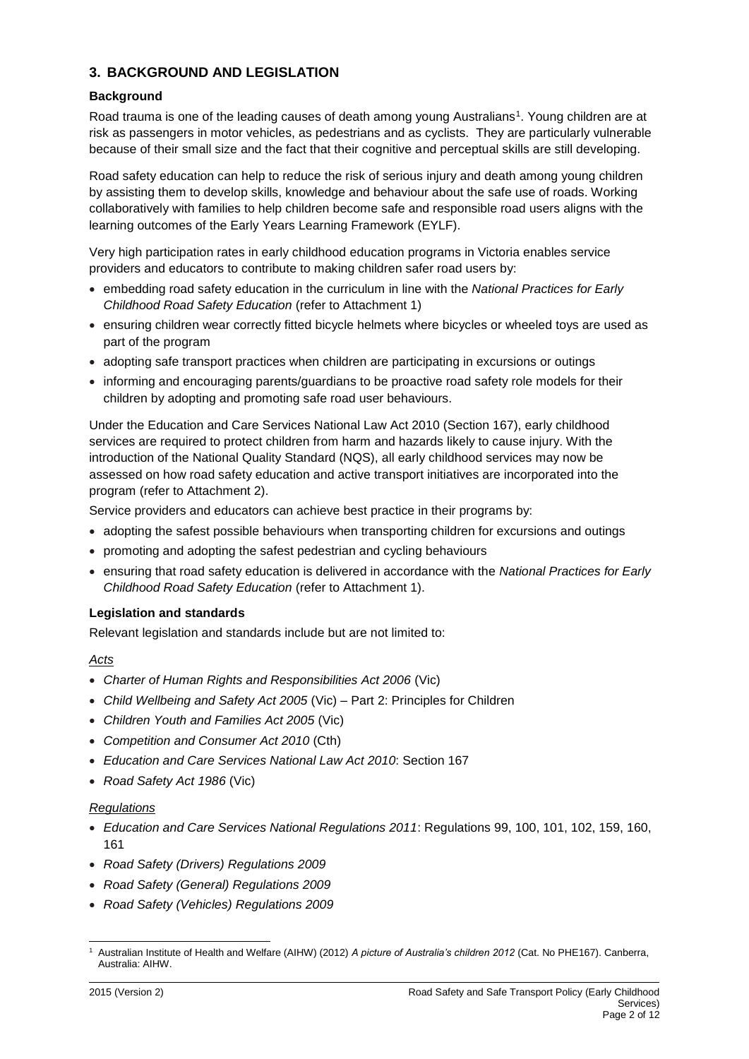## 3. BACKGROUND AND LEGISLATION

### Background

Road trauma is one of the leading causes of death among young Australians[1]. Young children are at risk as passengers in motor vehicles, as pedestrians and as cyclists. They are particularly vulnerable because of their small size and the fact that their cognitive and perceptual skills are still developing.

Road safety education can help to reduce the risk of serious injury and death among young children by assisting them to develop skills, knowledge and behaviour about the safe use of roads. Working collaboratively with families to help children become safe and responsible road users aligns with the learning outcomes of the Early Years Learning Framework (EYLF).

Very high participation rates in early childhood education programs in Victoria enables service providers and educators to contribute to making children safer road users by:

- embedding road safety education in the curriculum in line with the *National Practices for Early Childhood Road Safety Education* (refer to Attachment 1)
- ensuring children wear correctly fitted bicycle helmets where bicycles or wheeled toys are used as part of the program
- adopting safe transport practices when children are participating in excursions or outings
- informing and encouraging parents/guardians to be proactive road safety role models for their children by adopting and promoting safe road user behaviours.

Under the Education and Care Services National Law Act 2010 (Section 167), early childhood services are required to protect children from harm and hazards likely to cause injury. With the introduction of the National Quality Standard (NQS), all early childhood services may now be assessed on how road safety education and active transport initiatives are incorporated into the program (refer to Attachment 2).

Service providers and educators can achieve best practice in their programs by:

- adopting the safest possible behaviours when transporting children for excursions and outings
- promoting and adopting the safest pedestrian and cycling behaviours
- ensuring that road safety education is delivered in accordance with the *National Practices for Early Childhood Road Safety Education* (refer to Attachment 1).

### Legislation and standards

Relevant legislation and standards include but are not limited to:

*Acts*

- *Charter of Human Rights and Responsibilities Act 2006* (Vic)
- *Child Wellbeing and Safety Act 2005* (Vic) – Part 2: Principles for Children
- *Children Youth and Families Act 2005* (Vic)
- *Competition and Consumer Act 2010* (Cth)
- *Education and Care Services National Law Act 2010*: Section 167
- *Road Safety Act 1986* (Vic)

*Regulations*

- *Education and Care Services National Regulations 2011*: Regulations 99, 100, 101, 102, 159, 160, 161
- *Road Safety (Drivers) Regulations 2009*
- *Road Safety (General) Regulations 2009*
- *Road Safety (Vehicles) Regulations 2009*

---

[1] Australian Institute of Health and Welfare (AIHW) (2012) *A picture of Australia's children 2012* (Cat. No PHE167). Canberra, Australia: AIHW.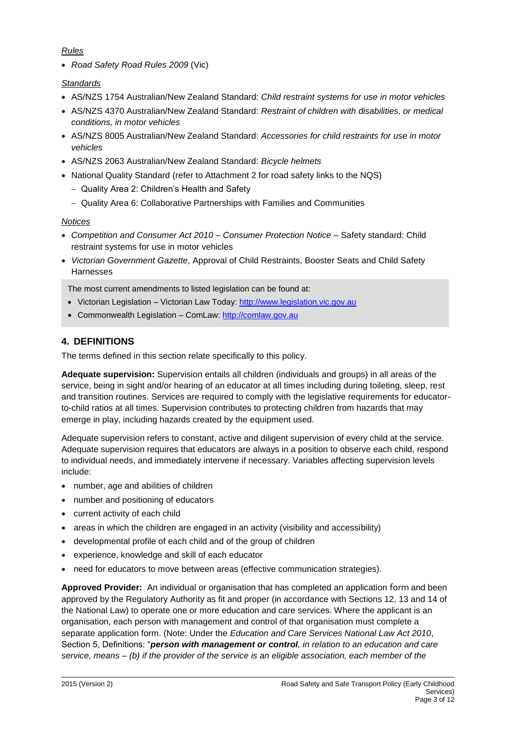*Rules*

- *Road Safety Road Rules 2009* (Vic)

*Standards*

- AS/NZS 1754 Australian/New Zealand Standard: *Child restraint systems for use in motor vehicles*
- AS/NZS 4370 Australian/New Zealand Standard: *Restraint of children with disabilities, or medical conditions, in motor vehicles*
- AS/NZS 8005 Australian/New Zealand Standard: *Accessories for child restraints for use in motor vehicles*
- AS/NZS 2063 Australian/New Zealand Standard: *Bicycle helmets*
- National Quality Standard (refer to Attachment 2 for road safety links to the NQS)
  - Quality Area 2: Children's Health and Safety
  - Quality Area 6: Collaborative Partnerships with Families and Communities

*Notices*

- *Competition and Consumer Act 2010 – Consumer Protection Notice* – Safety standard: Child restraint systems for use in motor vehicles
- *Victorian Government Gazette*, Approval of Child Restraints, Booster Seats and Child Safety Harnesses

The most current amendments to listed legislation can be found at:

- Victorian Legislation – Victorian Law Today: http://www.legislation.vic.gov.au
- Commonwealth Legislation – ComLaw: http://comlaw.gov.au

## 4. DEFINITIONS

The terms defined in this section relate specifically to this policy.

**Adequate supervision:** Supervision entails all children (individuals and groups) in all areas of the service, being in sight and/or hearing of an educator at all times including during toileting, sleep, rest and transition routines. Services are required to comply with the legislative requirements for educator-to-child ratios at all times. Supervision contributes to protecting children from hazards that may emerge in play, including hazards created by the equipment used.

Adequate supervision refers to constant, active and diligent supervision of every child at the service. Adequate supervision requires that educators are always in a position to observe each child, respond to individual needs, and immediately intervene if necessary. Variables affecting supervision levels include:

- number, age and abilities of children
- number and positioning of educators
- current activity of each child
- areas in which the children are engaged in an activity (visibility and accessibility)
- developmental profile of each child and of the group of children
- experience, knowledge and skill of each educator
- need for educators to move between areas (effective communication strategies).

**Approved Provider:** An individual or organisation that has completed an application form and been approved by the Regulatory Authority as fit and proper (in accordance with Sections 12, 13 and 14 of the National Law) to operate one or more education and care services. Where the applicant is an organisation, each person with management and control of that organisation must complete a separate application form. (Note: Under the *Education and Care Services National Law Act 2010*, Section 5, Definitions: "***person with management or control**, in relation to an education and care service, means – (b) if the provider of the service is an eligible association, each member of the*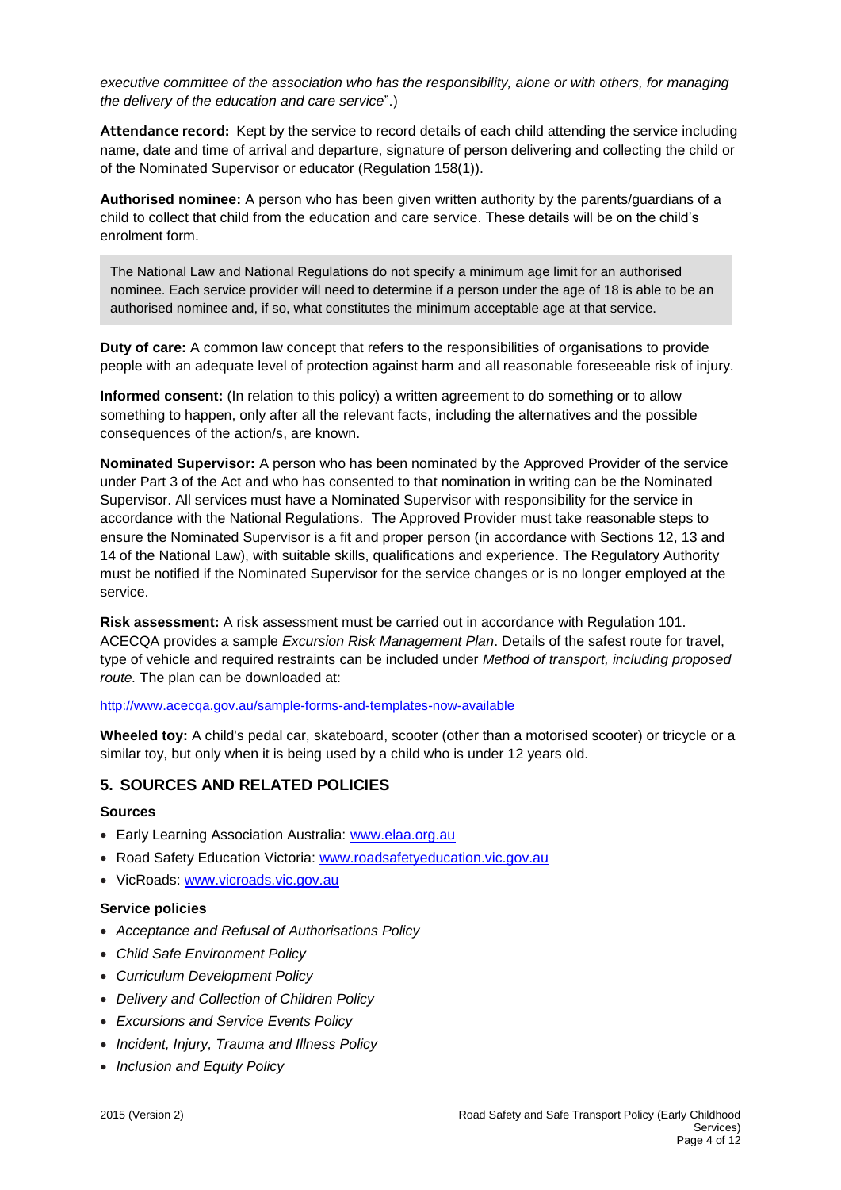*executive committee of the association who has the responsibility, alone or with others, for managing the delivery of the education and care service*".)

**Attendance record:** Kept by the service to record details of each child attending the service including name, date and time of arrival and departure, signature of person delivering and collecting the child or of the Nominated Supervisor or educator (Regulation 158(1)).

**Authorised nominee:** A person who has been given written authority by the parents/guardians of a child to collect that child from the education and care service. These details will be on the child's enrolment form.

> The National Law and National Regulations do not specify a minimum age limit for an authorised nominee. Each service provider will need to determine if a person under the age of 18 is able to be an authorised nominee and, if so, what constitutes the minimum acceptable age at that service.

**Duty of care:** A common law concept that refers to the responsibilities of organisations to provide people with an adequate level of protection against harm and all reasonable foreseeable risk of injury.

**Informed consent:** (In relation to this policy) a written agreement to do something or to allow something to happen, only after all the relevant facts, including the alternatives and the possible consequences of the action/s, are known.

**Nominated Supervisor:** A person who has been nominated by the Approved Provider of the service under Part 3 of the Act and who has consented to that nomination in writing can be the Nominated Supervisor. All services must have a Nominated Supervisor with responsibility for the service in accordance with the National Regulations. The Approved Provider must take reasonable steps to ensure the Nominated Supervisor is a fit and proper person (in accordance with Sections 12, 13 and 14 of the National Law), with suitable skills, qualifications and experience. The Regulatory Authority must be notified if the Nominated Supervisor for the service changes or is no longer employed at the service.

**Risk assessment:** A risk assessment must be carried out in accordance with Regulation 101. ACECQA provides a sample *Excursion Risk Management Plan*. Details of the safest route for travel, type of vehicle and required restraints can be included under *Method of transport, including proposed route.* The plan can be downloaded at:

http://www.acecqa.gov.au/sample-forms-and-templates-now-available

**Wheeled toy:** A child's pedal car, skateboard, scooter (other than a motorised scooter) or tricycle or a similar toy, but only when it is being used by a child who is under 12 years old.

## 5. SOURCES AND RELATED POLICIES

### Sources

- Early Learning Association Australia: www.elaa.org.au
- Road Safety Education Victoria: www.roadsafetyeducation.vic.gov.au
- VicRoads: www.vicroads.vic.gov.au

### Service policies

- *Acceptance and Refusal of Authorisations Policy*
- *Child Safe Environment Policy*
- *Curriculum Development Policy*
- *Delivery and Collection of Children Policy*
- *Excursions and Service Events Policy*
- *Incident, Injury, Trauma and Illness Policy*
- *Inclusion and Equity Policy*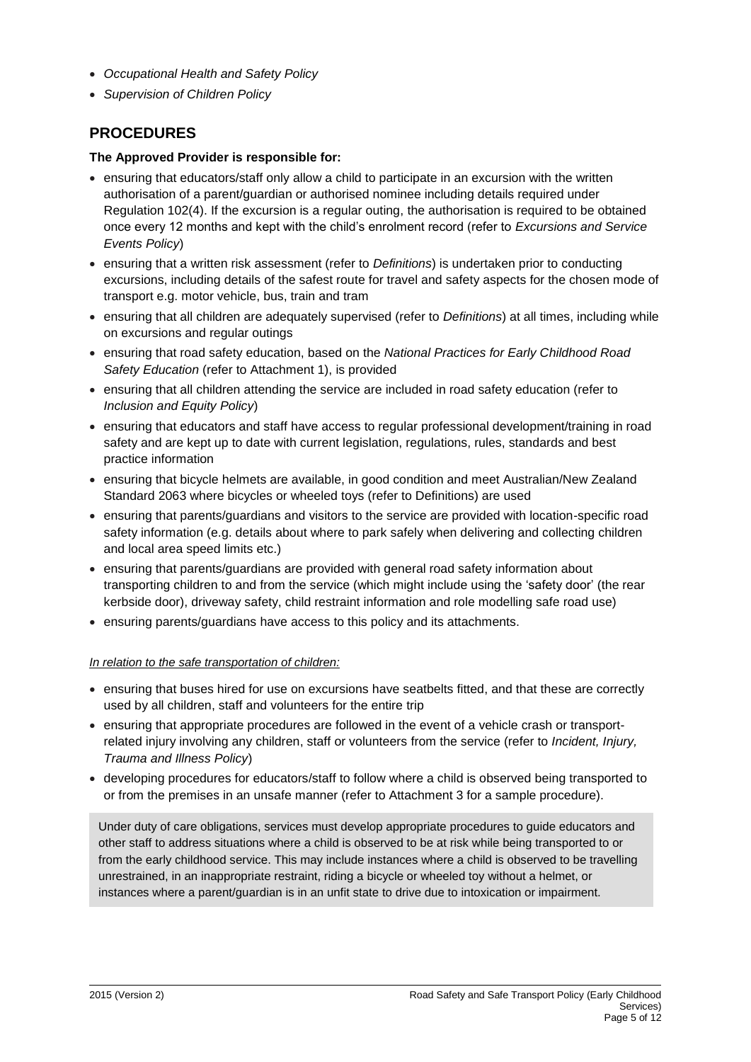- *Occupational Health and Safety Policy*
- *Supervision of Children Policy*

## PROCEDURES

**The Approved Provider is responsible for:**

- ensuring that educators/staff only allow a child to participate in an excursion with the written authorisation of a parent/guardian or authorised nominee including details required under Regulation 102(4). If the excursion is a regular outing, the authorisation is required to be obtained once every 12 months and kept with the child's enrolment record (refer to *Excursions and Service Events Policy*)
- ensuring that a written risk assessment (refer to *Definitions*) is undertaken prior to conducting excursions, including details of the safest route for travel and safety aspects for the chosen mode of transport e.g. motor vehicle, bus, train and tram
- ensuring that all children are adequately supervised (refer to *Definitions*) at all times, including while on excursions and regular outings
- ensuring that road safety education, based on the *National Practices for Early Childhood Road Safety Education* (refer to Attachment 1), is provided
- ensuring that all children attending the service are included in road safety education (refer to *Inclusion and Equity Policy*)
- ensuring that educators and staff have access to regular professional development/training in road safety and are kept up to date with current legislation, regulations, rules, standards and best practice information
- ensuring that bicycle helmets are available, in good condition and meet Australian/New Zealand Standard 2063 where bicycles or wheeled toys (refer to Definitions) are used
- ensuring that parents/guardians and visitors to the service are provided with location-specific road safety information (e.g. details about where to park safely when delivering and collecting children and local area speed limits etc.)
- ensuring that parents/guardians are provided with general road safety information about transporting children to and from the service (which might include using the 'safety door' (the rear kerbside door), driveway safety, child restraint information and role modelling safe road use)
- ensuring parents/guardians have access to this policy and its attachments.

*In relation to the safe transportation of children:*

- ensuring that buses hired for use on excursions have seatbelts fitted, and that these are correctly used by all children, staff and volunteers for the entire trip
- ensuring that appropriate procedures are followed in the event of a vehicle crash or transport-related injury involving any children, staff or volunteers from the service (refer to *Incident, Injury, Trauma and Illness Policy*)
- developing procedures for educators/staff to follow where a child is observed being transported to or from the premises in an unsafe manner (refer to Attachment 3 for a sample procedure).

> Under duty of care obligations, services must develop appropriate procedures to guide educators and other staff to address situations where a child is observed to be at risk while being transported to or from the early childhood service. This may include instances where a child is observed to be travelling unrestrained, in an inappropriate restraint, riding a bicycle or wheeled toy without a helmet, or instances where a parent/guardian is in an unfit state to drive due to intoxication or impairment.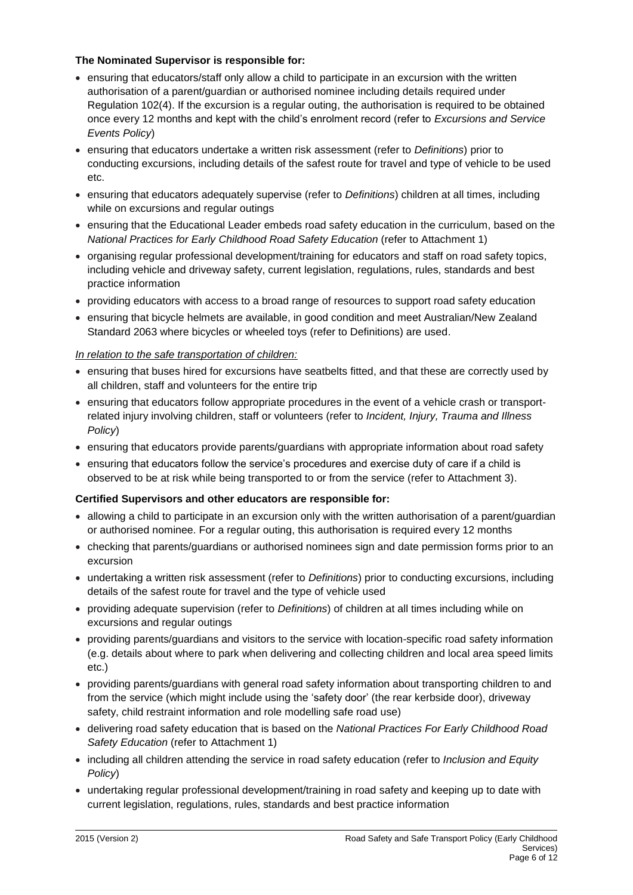**The Nominated Supervisor is responsible for:**

- ensuring that educators/staff only allow a child to participate in an excursion with the written authorisation of a parent/guardian or authorised nominee including details required under Regulation 102(4). If the excursion is a regular outing, the authorisation is required to be obtained once every 12 months and kept with the child's enrolment record (refer to *Excursions and Service Events Policy*)
- ensuring that educators undertake a written risk assessment (refer to *Definitions*) prior to conducting excursions, including details of the safest route for travel and type of vehicle to be used etc.
- ensuring that educators adequately supervise (refer to *Definitions*) children at all times, including while on excursions and regular outings
- ensuring that the Educational Leader embeds road safety education in the curriculum, based on the *National Practices for Early Childhood Road Safety Education* (refer to Attachment 1)
- organising regular professional development/training for educators and staff on road safety topics, including vehicle and driveway safety, current legislation, regulations, rules, standards and best practice information
- providing educators with access to a broad range of resources to support road safety education
- ensuring that bicycle helmets are available, in good condition and meet Australian/New Zealand Standard 2063 where bicycles or wheeled toys (refer to Definitions) are used.

*In relation to the safe transportation of children:*

- ensuring that buses hired for excursions have seatbelts fitted, and that these are correctly used by all children, staff and volunteers for the entire trip
- ensuring that educators follow appropriate procedures in the event of a vehicle crash or transport-related injury involving children, staff or volunteers (refer to *Incident, Injury, Trauma and Illness Policy*)
- ensuring that educators provide parents/guardians with appropriate information about road safety
- ensuring that educators follow the service's procedures and exercise duty of care if a child is observed to be at risk while being transported to or from the service (refer to Attachment 3).

**Certified Supervisors and other educators are responsible for:**

- allowing a child to participate in an excursion only with the written authorisation of a parent/guardian or authorised nominee. For a regular outing, this authorisation is required every 12 months
- checking that parents/guardians or authorised nominees sign and date permission forms prior to an excursion
- undertaking a written risk assessment (refer to *Definitions*) prior to conducting excursions, including details of the safest route for travel and the type of vehicle used
- providing adequate supervision (refer to *Definitions*) of children at all times including while on excursions and regular outings
- providing parents/guardians and visitors to the service with location-specific road safety information (e.g. details about where to park when delivering and collecting children and local area speed limits etc.)
- providing parents/guardians with general road safety information about transporting children to and from the service (which might include using the 'safety door' (the rear kerbside door), driveway safety, child restraint information and role modelling safe road use)
- delivering road safety education that is based on the *National Practices For Early Childhood Road Safety Education* (refer to Attachment 1)
- including all children attending the service in road safety education (refer to *Inclusion and Equity Policy*)
- undertaking regular professional development/training in road safety and keeping up to date with current legislation, regulations, rules, standards and best practice information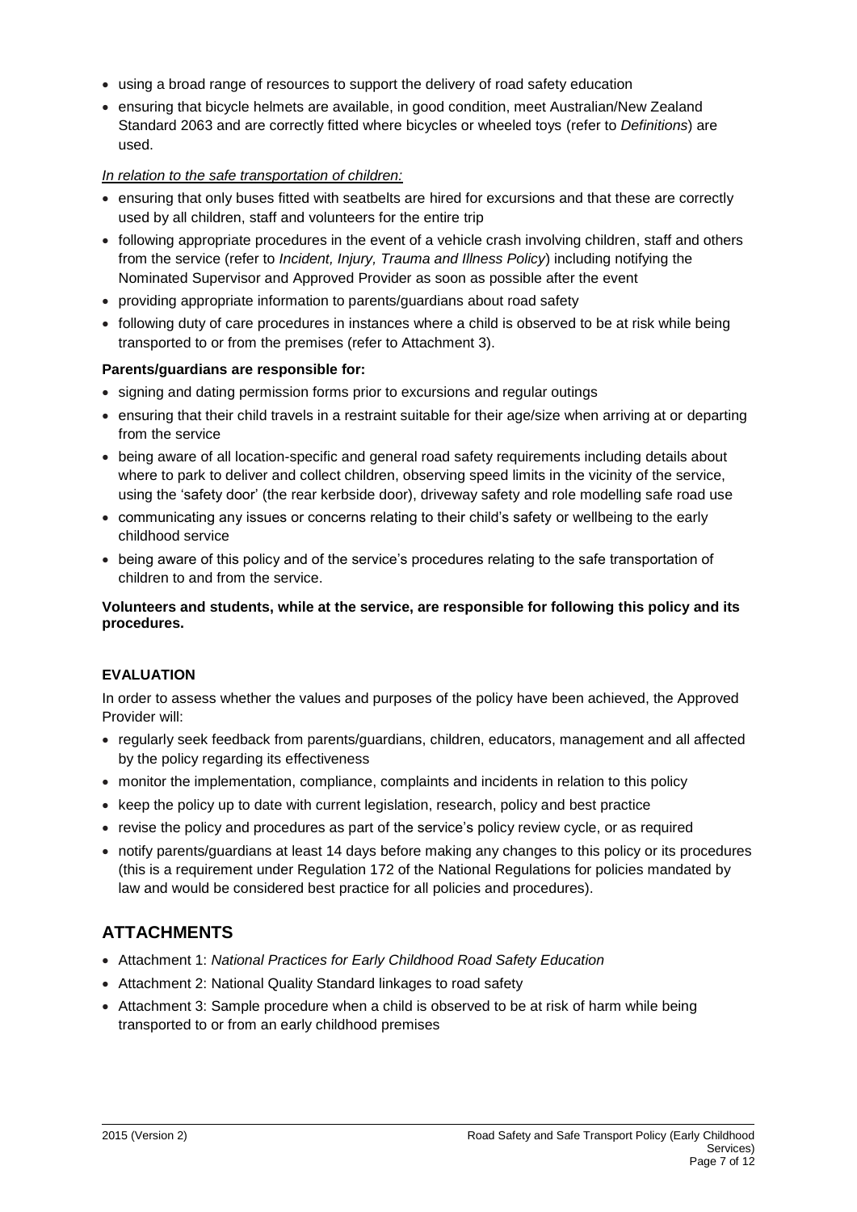- using a broad range of resources to support the delivery of road safety education
- ensuring that bicycle helmets are available, in good condition, meet Australian/New Zealand Standard 2063 and are correctly fitted where bicycles or wheeled toys (refer to *Definitions*) are used.

*In relation to the safe transportation of children:*

- ensuring that only buses fitted with seatbelts are hired for excursions and that these are correctly used by all children, staff and volunteers for the entire trip
- following appropriate procedures in the event of a vehicle crash involving children, staff and others from the service (refer to *Incident, Injury, Trauma and Illness Policy*) including notifying the Nominated Supervisor and Approved Provider as soon as possible after the event
- providing appropriate information to parents/guardians about road safety
- following duty of care procedures in instances where a child is observed to be at risk while being transported to or from the premises (refer to Attachment 3).

**Parents/guardians are responsible for:**

- signing and dating permission forms prior to excursions and regular outings
- ensuring that their child travels in a restraint suitable for their age/size when arriving at or departing from the service
- being aware of all location-specific and general road safety requirements including details about where to park to deliver and collect children, observing speed limits in the vicinity of the service, using the 'safety door' (the rear kerbside door), driveway safety and role modelling safe road use
- communicating any issues or concerns relating to their child's safety or wellbeing to the early childhood service
- being aware of this policy and of the service's procedures relating to the safe transportation of children to and from the service.

**Volunteers and students, while at the service, are responsible for following this policy and its procedures.**

### EVALUATION

In order to assess whether the values and purposes of the policy have been achieved, the Approved Provider will:

- regularly seek feedback from parents/guardians, children, educators, management and all affected by the policy regarding its effectiveness
- monitor the implementation, compliance, complaints and incidents in relation to this policy
- keep the policy up to date with current legislation, research, policy and best practice
- revise the policy and procedures as part of the service's policy review cycle, or as required
- notify parents/guardians at least 14 days before making any changes to this policy or its procedures (this is a requirement under Regulation 172 of the National Regulations for policies mandated by law and would be considered best practice for all policies and procedures).

## ATTACHMENTS

- Attachment 1: *National Practices for Early Childhood Road Safety Education*
- Attachment 2: National Quality Standard linkages to road safety
- Attachment 3: Sample procedure when a child is observed to be at risk of harm while being transported to or from an early childhood premises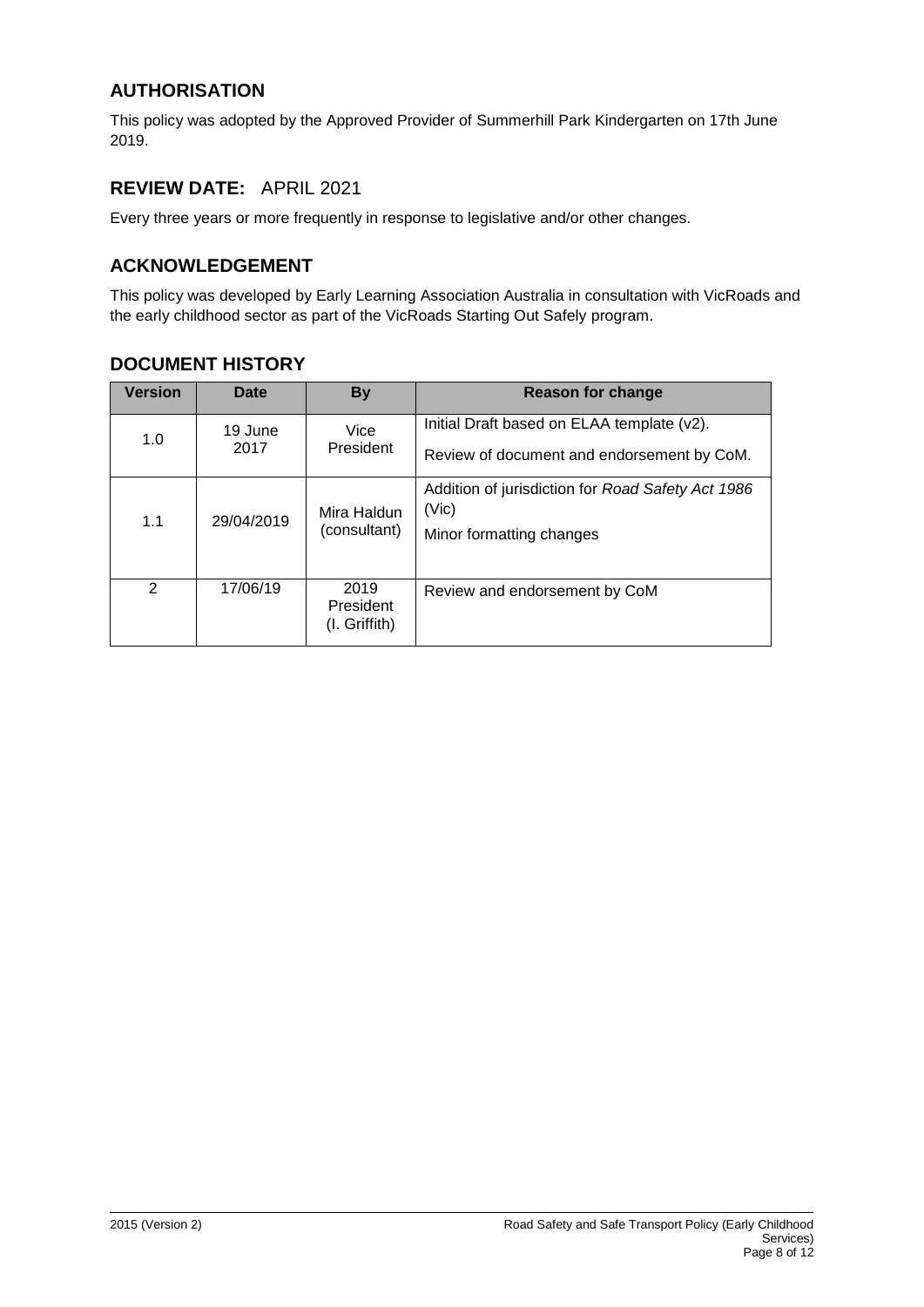## AUTHORISATION

This policy was adopted by the Approved Provider of Summerhill Park Kindergarten on 17th June 2019.

## REVIEW DATE: APRIL 2021

Every three years or more frequently in response to legislative and/or other changes.

## ACKNOWLEDGEMENT

This policy was developed by Early Learning Association Australia in consultation with VicRoads and the early childhood sector as part of the VicRoads Starting Out Safely program.

## DOCUMENT HISTORY

| Version | Date | By | Reason for change |
|---|---|---|---|
| 1.0 | 19 June 2017 | Vice President | Initial Draft based on ELAA template (v2).<br>Review of document and endorsement by CoM. |
| 1.1 | 29/04/2019 | Mira Haldun (consultant) | Addition of jurisdiction for *Road Safety Act 1986* (Vic)<br>Minor formatting changes |
| 2 | 17/06/19 | 2019 President (I. Griffith) | Review and endorsement by CoM |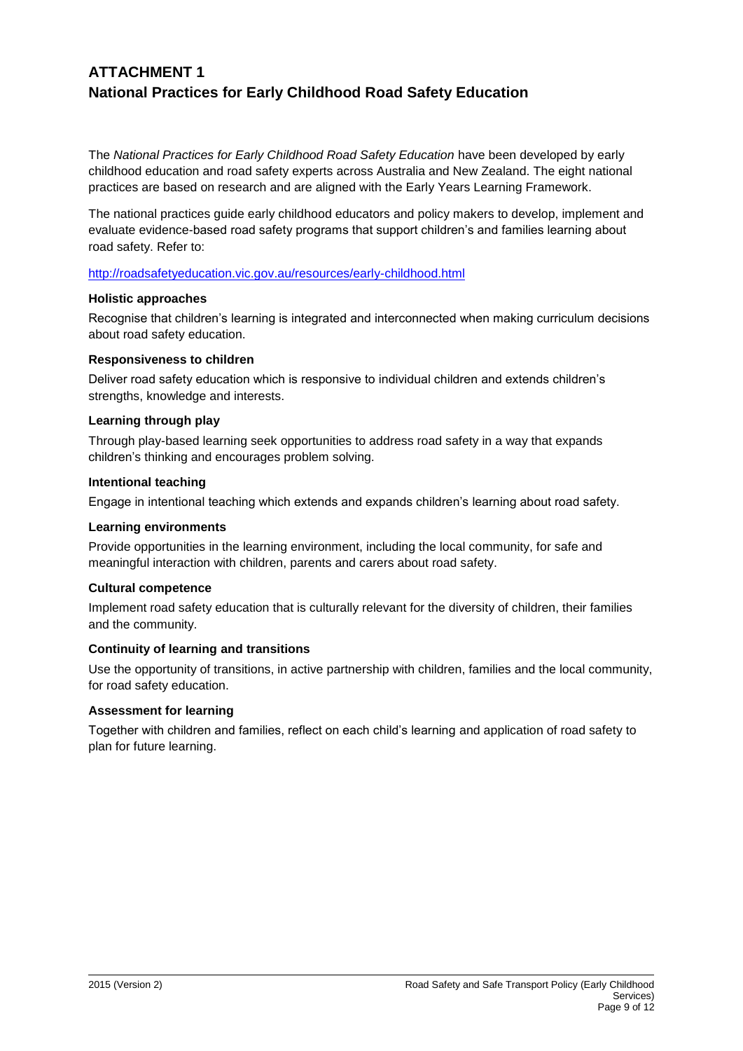# ATTACHMENT 1
## National Practices for Early Childhood Road Safety Education

The *National Practices for Early Childhood Road Safety Education* have been developed by early childhood education and road safety experts across Australia and New Zealand. The eight national practices are based on research and are aligned with the Early Years Learning Framework.

The national practices guide early childhood educators and policy makers to develop, implement and evaluate evidence-based road safety programs that support children's and families learning about road safety. Refer to:

http://roadsafetyeducation.vic.gov.au/resources/early-childhood.html

**Holistic approaches**

Recognise that children's learning is integrated and interconnected when making curriculum decisions about road safety education.

**Responsiveness to children**

Deliver road safety education which is responsive to individual children and extends children's strengths, knowledge and interests.

**Learning through play**

Through play-based learning seek opportunities to address road safety in a way that expands children's thinking and encourages problem solving.

**Intentional teaching**

Engage in intentional teaching which extends and expands children's learning about road safety.

**Learning environments**

Provide opportunities in the learning environment, including the local community, for safe and meaningful interaction with children, parents and carers about road safety.

**Cultural competence**

Implement road safety education that is culturally relevant for the diversity of children, their families and the community.

**Continuity of learning and transitions**

Use the opportunity of transitions, in active partnership with children, families and the local community, for road safety education.

**Assessment for learning**

Together with children and families, reflect on each child's learning and application of road safety to plan for future learning.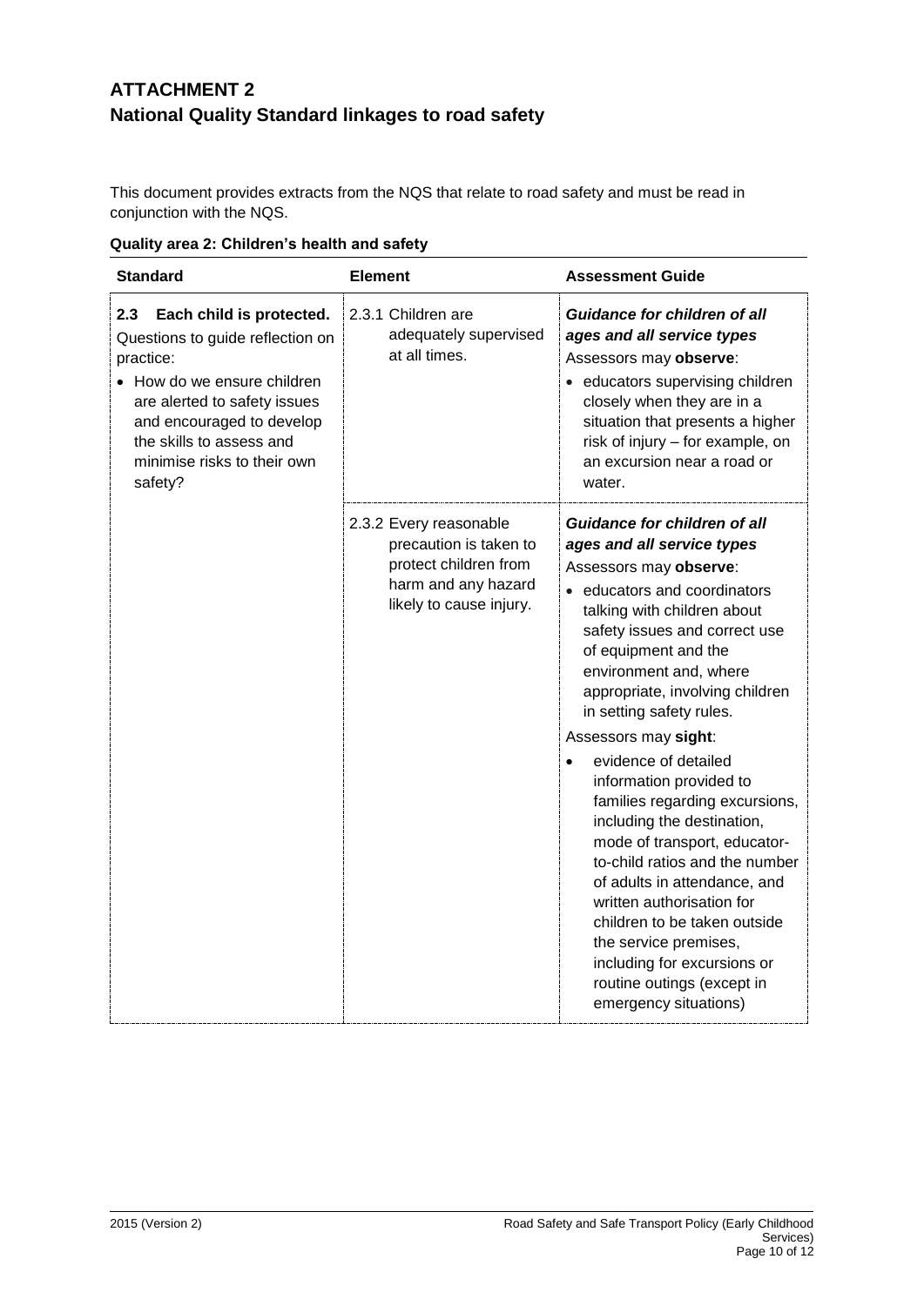## ATTACHMENT 2
## National Quality Standard linkages to road safety

This document provides extracts from the NQS that relate to road safety and must be read in conjunction with the NQS.

**Quality area 2: Children's health and safety**

| Standard | Element | Assessment Guide |
|---|---|---|
| **2.3 Each child is protected.** Questions to guide reflection on practice: <br>• How do we ensure children are alerted to safety issues and encouraged to develop the skills to assess and minimise risks to their own safety? | 2.3.1 Children are adequately supervised at all times. | ***Guidance for children of all ages and all service types*** <br>Assessors may **observe**: <br>• educators supervising children closely when they are in a situation that presents a higher risk of injury – for example, on an excursion near a road or water. |
| | 2.3.2 Every reasonable precaution is taken to protect children from harm and any hazard likely to cause injury. | ***Guidance for children of all ages and all service types*** <br>Assessors may **observe**: <br>• educators and coordinators talking with children about safety issues and correct use of equipment and the environment and, where appropriate, involving children in setting safety rules. <br>Assessors may **sight**: <br>• evidence of detailed information provided to families regarding excursions, including the destination, mode of transport, educator-to-child ratios and the number of adults in attendance, and written authorisation for children to be taken outside the service premises, including for excursions or routine outings (except in emergency situations) |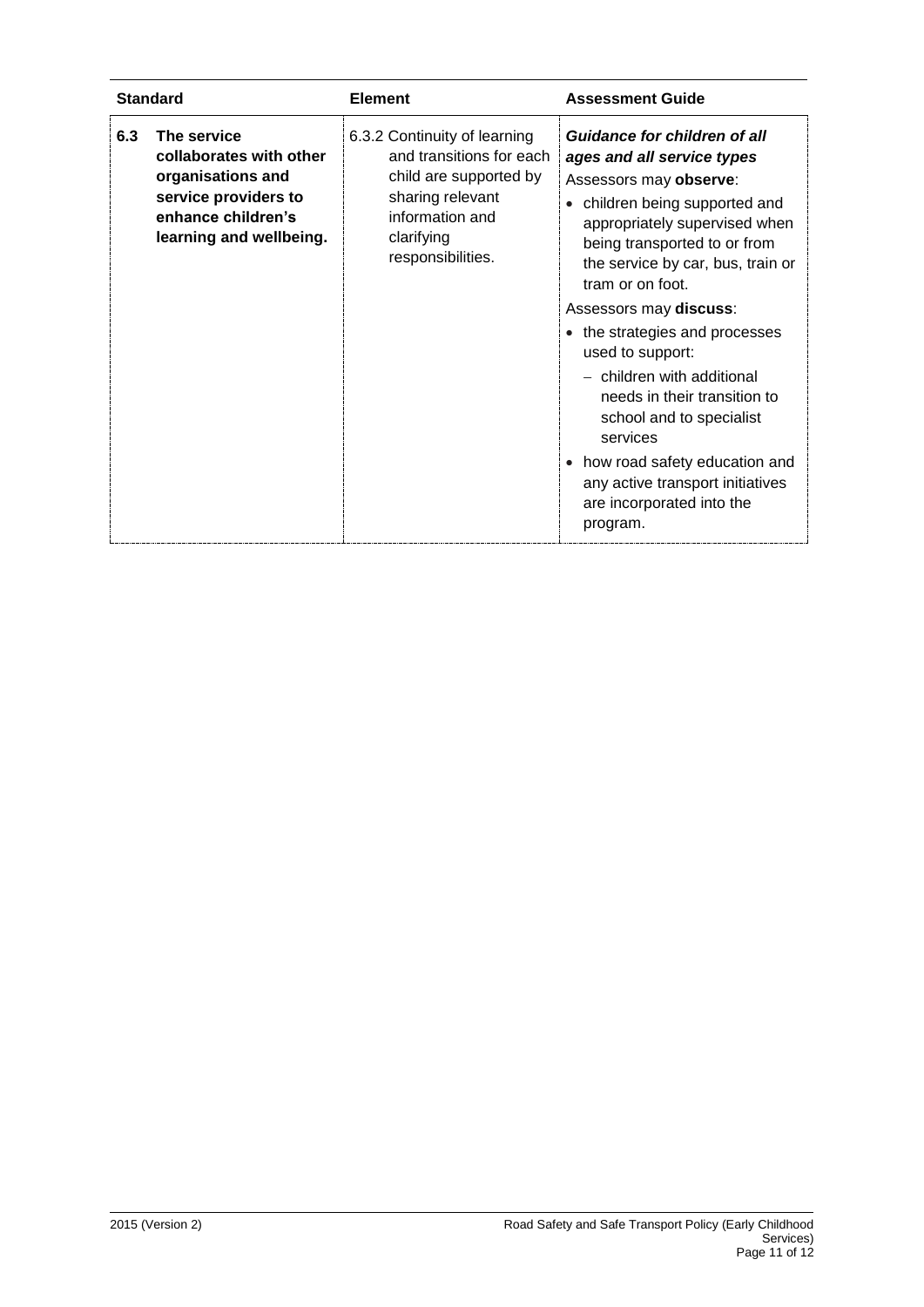| Standard | | Element | Assessment Guide |
|---|---|---|---|
| 6.3 | **The service collaborates with other organisations and service providers to enhance children's learning and wellbeing.** | 6.3.2 Continuity of learning and transitions for each child are supported by sharing relevant information and clarifying responsibilities. | ***Guidance for children of all ages and all service types***<br>Assessors may **observe**:<br>• children being supported and appropriately supervised when being transported to or from the service by car, bus, train or tram or on foot.<br>Assessors may **discuss**:<br>• the strategies and processes used to support:<br>  – children with additional needs in their transition to school and to specialist services<br>• how road safety education and any active transport initiatives are incorporated into the program. |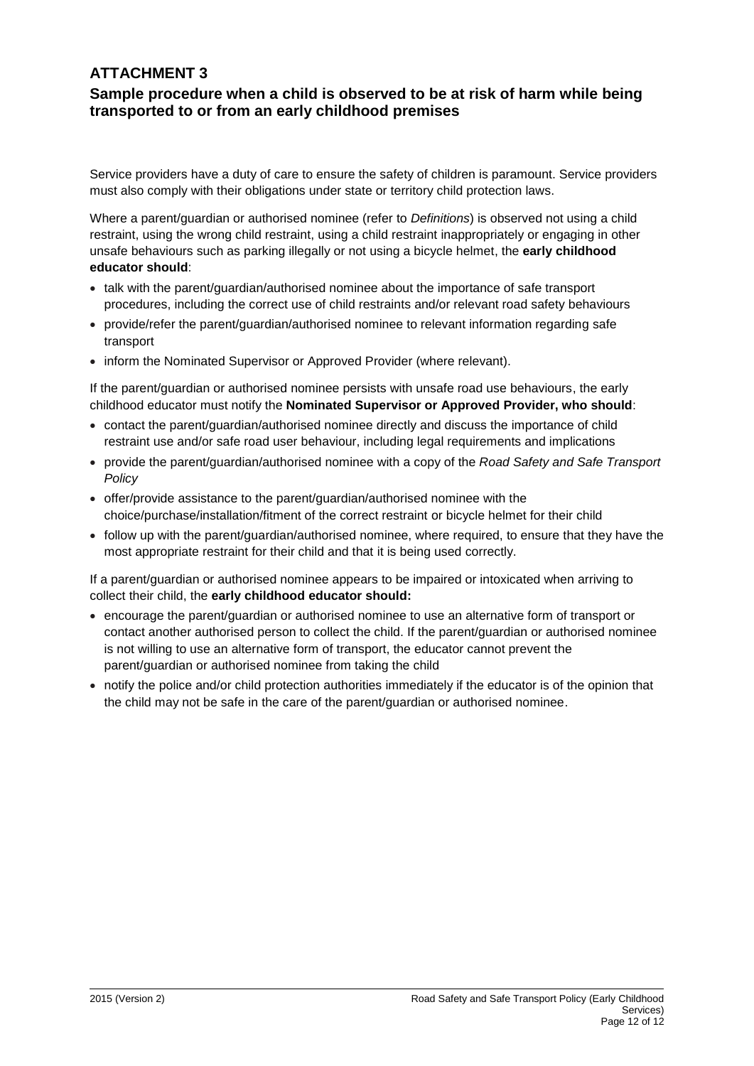# ATTACHMENT 3

## Sample procedure when a child is observed to be at risk of harm while being transported to or from an early childhood premises

Service providers have a duty of care to ensure the safety of children is paramount. Service providers must also comply with their obligations under state or territory child protection laws.

Where a parent/guardian or authorised nominee (refer to *Definitions*) is observed not using a child restraint, using the wrong child restraint, using a child restraint inappropriately or engaging in other unsafe behaviours such as parking illegally or not using a bicycle helmet, the **early childhood educator should**:

- talk with the parent/guardian/authorised nominee about the importance of safe transport procedures, including the correct use of child restraints and/or relevant road safety behaviours
- provide/refer the parent/guardian/authorised nominee to relevant information regarding safe transport
- inform the Nominated Supervisor or Approved Provider (where relevant).

If the parent/guardian or authorised nominee persists with unsafe road use behaviours, the early childhood educator must notify the **Nominated Supervisor or Approved Provider, who should**:

- contact the parent/guardian/authorised nominee directly and discuss the importance of child restraint use and/or safe road user behaviour, including legal requirements and implications
- provide the parent/guardian/authorised nominee with a copy of the *Road Safety and Safe Transport Policy*
- offer/provide assistance to the parent/guardian/authorised nominee with the choice/purchase/installation/fitment of the correct restraint or bicycle helmet for their child
- follow up with the parent/guardian/authorised nominee, where required, to ensure that they have the most appropriate restraint for their child and that it is being used correctly.

If a parent/guardian or authorised nominee appears to be impaired or intoxicated when arriving to collect their child, the **early childhood educator should:**

- encourage the parent/guardian or authorised nominee to use an alternative form of transport or contact another authorised person to collect the child. If the parent/guardian or authorised nominee is not willing to use an alternative form of transport, the educator cannot prevent the parent/guardian or authorised nominee from taking the child
- notify the police and/or child protection authorities immediately if the educator is of the opinion that the child may not be safe in the care of the parent/guardian or authorised nominee.